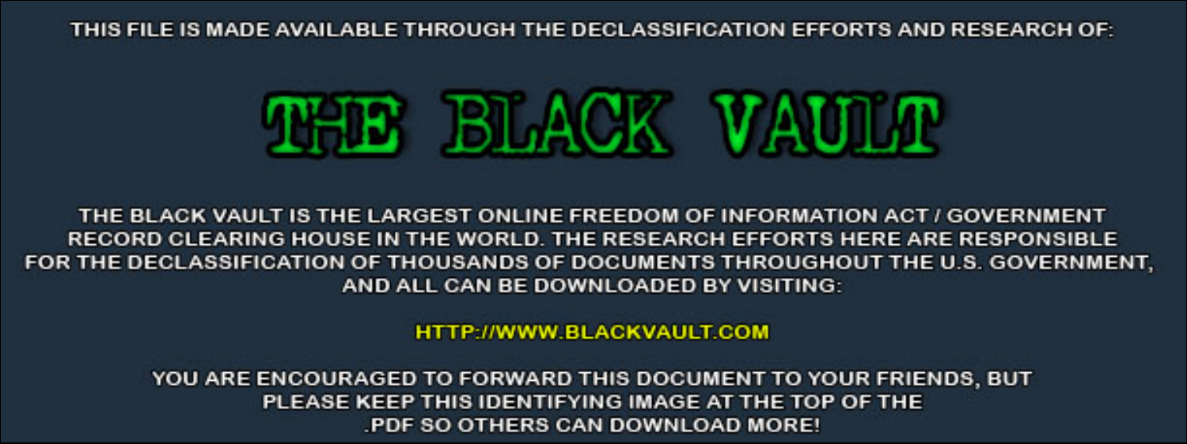THIS FILE IS MADE AVAILABLE THROUGH THE DECLASSIFICATION EFFORTS AND RESEARCH OF:

# THE BLACK VAULT

THE BLACK VAULT IS THE LARGEST ONLINE FREEDOM OF INFORMATION ACT / GOVERNMENT RECORD CLEARING HOUSE IN THE WORLD. THE RESEARCH EFFORTS HERE ARE RESPONSIBLE FOR THE DECLASSIFICATION OF THOUSANDS OF DOCUMENTS THROUGHOUT THE U.S. GOVERNMENT, AND ALL CAN BE DOWNLOADED BY VISITING:

HTTP://WWW.BLACKVAULT.COM

YOU ARE ENCOURAGED TO FORWARD THIS DOCUMENT TO YOUR FRIENDS, BUT PLEASE KEEP THIS IDENTIFYING IMAGE AT THE TOP OF THE .PDF SO OTHERS CAN DOWNLOAD MORE!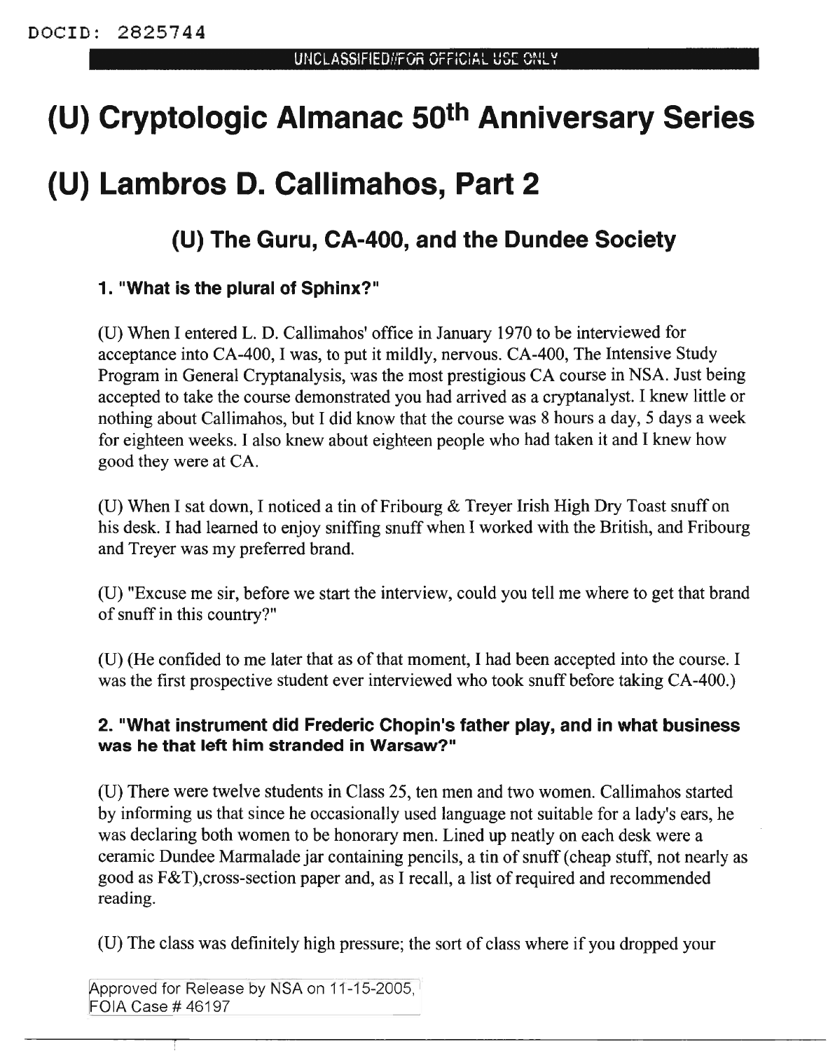# (U) Cryptologic Almanac 50th Anniversary Series

# (U) Lambros D. Callimahos, Part 2

## (U) The Guru, CA-400, and the Dundee Society

### 1. "What is the plural of Sphinx?"

(U) When I entered L. D. Callimahos' office in January 1970 to be interviewed for acceptance into CA-400, I was, to put it mildly, nervous. CA-400, The Intensive Study Program in General Cryptanalysis, was the most prestigious CA course in NSA. Just being accepted to take the course demonstrated you had arrived as a cryptanalyst. I knew little or nothing about Callimahos, but I did know that the course was 8 hours a day, 5 days a week for eighteen weeks. I also knew about eighteen people who had taken it and I knew how good they were at CA.

(U) When I sat down, I noticed a tin of Fribourg & Treyer Irish High Dry Toast snuff on his desk. I had learned to enjoy sniffing snuff when I worked with the British, and Fribourg and Treyer was my preferred brand.

(U) "Excuse me sir, before we start the interview, could you tell me where to get that brand of snuff in this country?"

(U) (He confided to me later that as of that moment, I had been accepted into the course. I was the first prospective student ever interviewed who took snuff before taking CA-400.)

### 2. "What instrument did Frederic Chopin's father play, and in what business was he that left him stranded in Warsaw?"

(U) There were twelve students in Class 25, ten men and two women. Callimahos started by informing us that since he occasionally used language not suitable for a lady's ears, he was declaring both women to be honorary men. Lined up neatly on each desk were a ceramic Dundee Marmalade jar containing pencils, a tin of snuff (cheap stuff, not nearly as good as F&T),cross-section paper and, as I recall, a list of required and recommended reading.

(U) The class was definitely high pressure; the sort of class where if you dropped your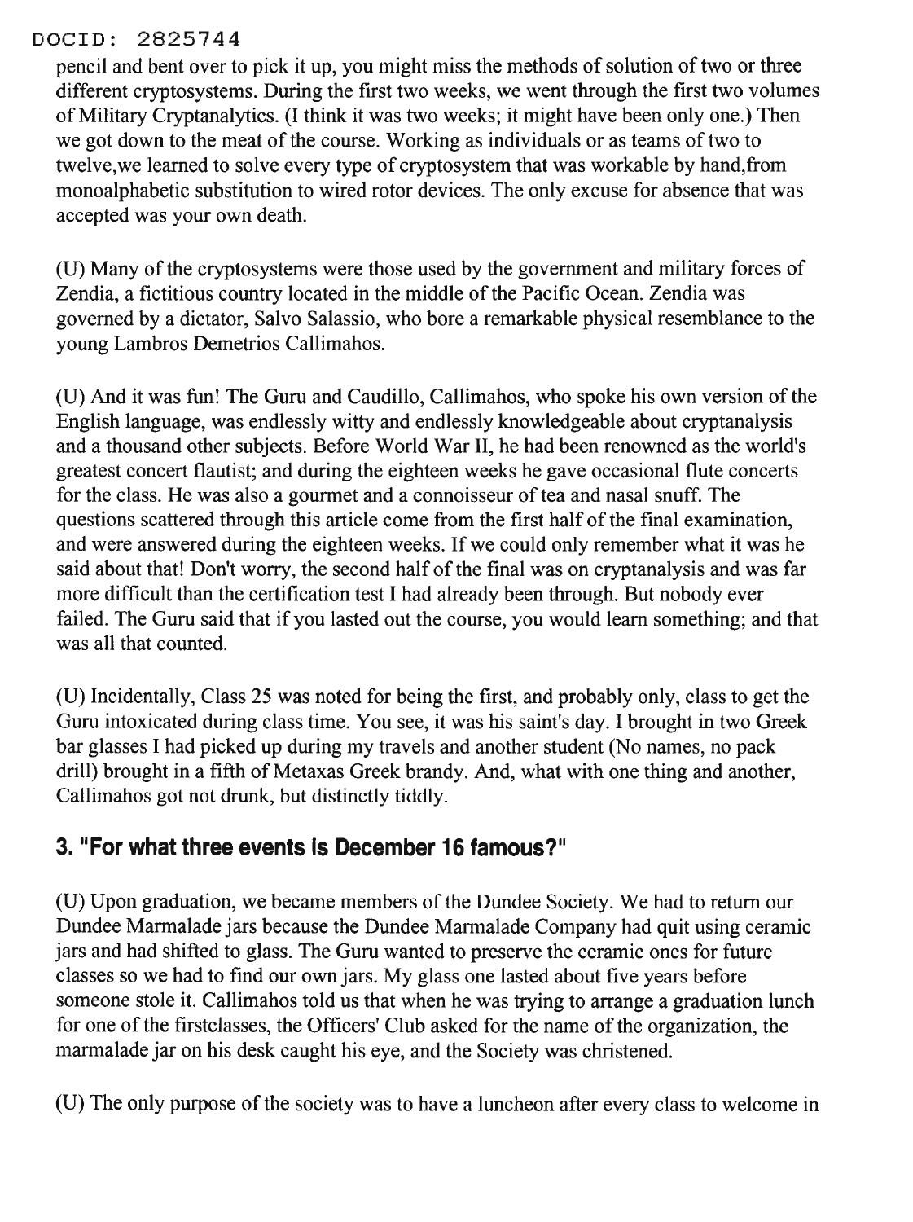pencil and bent over to pick it up, you might miss the methods of solution of two or three different cryptosystems. During the first two weeks, we went through the first two volumes of Military Cryptanalytics. (I think it was two weeks; it might have been only one.) Then we got down to the meat of the course. Working as individuals or as teams of two to twelve,we learned to solve every type of cryptosystem that was workable by hand,from monoalphabetic substitution to wired rotor devices. The only excuse for absence that was accepted was your own death.

(U) Many of the cryptosystems were those used by the government and military forces of Zendia, a fictitious country located in the middle of the Pacific Ocean. Zendia was governed by a dictator, Salvo Salassio, who bore a remarkable physical resemblance to the young Lambros Demetrios Callimahos.

(U) And it was fun! The Guru and Caudillo, Callimahos, who spoke his own version of the English language, was endlessly witty and endlessly knowledgeable about cryptanalysis and a thousand other subjects. Before World War II, he had been renowned as the world's greatest concert flautist; and during the eighteen weeks he gave occasional flute concerts for the class. He was also a gourmet and a connoisseur of tea and nasal snuff. The questions scattered through this article come from the first half of the final examination, and were answered during the eighteen weeks. If we could only remember what it was he said about that! Don't worry, the second half of the final was on cryptanalysis and was far more difficult than the certification test I had already been through. But nobody ever failed. The Guru said that if you lasted out the course, you would learn something; and that was all that counted.

(U) Incidentally, Class 25 was noted for being the first, and probably only, class to get the Guru intoxicated during class time. You see, it was his saint's day. I brought in two Greek bar glasses I had picked up during my travels and another student (No names, no pack drill) brought in a fifth of Metaxas Greek brandy. And, what with one thing and another, Callimahos got not drunk, but distinctly tiddly.

## 3. "For what three events is December 16 famous?"

(U) Upon graduation, we became members of the Dundee Society. We had to return our Dundee Marmalade jars because the Dundee Marmalade Company had quit using ceramic jars and had shifted to glass. The Guru wanted to preserve the ceramic ones for future classes so we had to find our own jars. My glass one lasted about five years before someone stole it. Callimahos told us that when he was trying to arrange a graduation lunch for one of the firstclasses, the Officers' Club asked for the name of the organization, the marmalade jar on his desk caught his eye, and the Society was christened.

(U) The only purpose of the society was to have a luncheon after every class to welcome in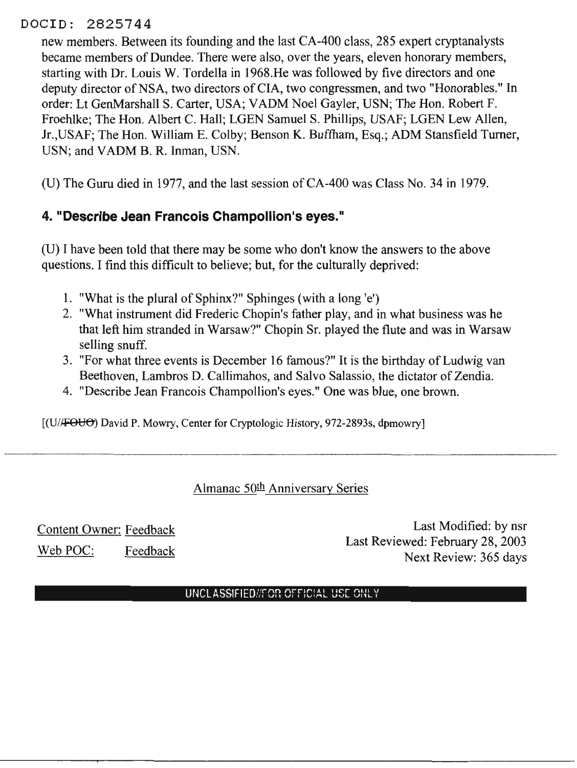new members. Between its founding and the last CA-400 class, 285 expert cryptanalysts became members of Dundee. There were also, over the years, eleven honorary members, starting with Dr. Louis W. Tordella in 1968.He was followed by five directors and one deputy director of NSA, two directors of CIA, two congressmen, and two "Honorables." In order: Lt GenMarshall S. Carter, USA; VADM Noel Gayler, USN; The Hon. Robert F. Froehlke; The Hon. Albert C. Hall; LGEN Samuel S. Phillips, USAF; LGEN Lew Allen, Jr.,USAF; The Hon. William E. Colby; Benson K. Buffham, Esq.; ADM Stansfield Turner, USN; and VADM B. R. Inman, USN.

(U) The Guru died in 1977, and the last session of CA-400 was Class No. 34 in 1979.

### 4. "Describe Jean Francois Champollion's eyes."

(U) I have been told that there may be some who don't know the answers to the above questions. I find this difficult to believe; but, for the culturally deprived:

1. "What is the plural of Sphinx?" Sphinges (with a long 'e')
2. "What instrument did Frederic Chopin's father play, and in what business was he that left him stranded in Warsaw?" Chopin Sr. played the flute and was in Warsaw selling snuff.
3. "For what three events is December 16 famous?" It is the birthday of Ludwig van Beethoven, Lambros D. Callimahos, and Salvo Salassio, the dictator of Zendia.
4. "Describe Jean Francois Champollion's eyes." One was blue, one brown.

[(U/~~FOUO~~) David P. Mowry, Center for Cryptologic History, 972-2893s, dpmowry]

---

Almanac 50th Anniversary Series

Content Owner: Feedback
Web POC: Feedback

Last Modified: by nsr
Last Reviewed: February 28, 2003
Next Review: 365 days

UNCLASSIFIED//FOR OFFICIAL USE ONLY